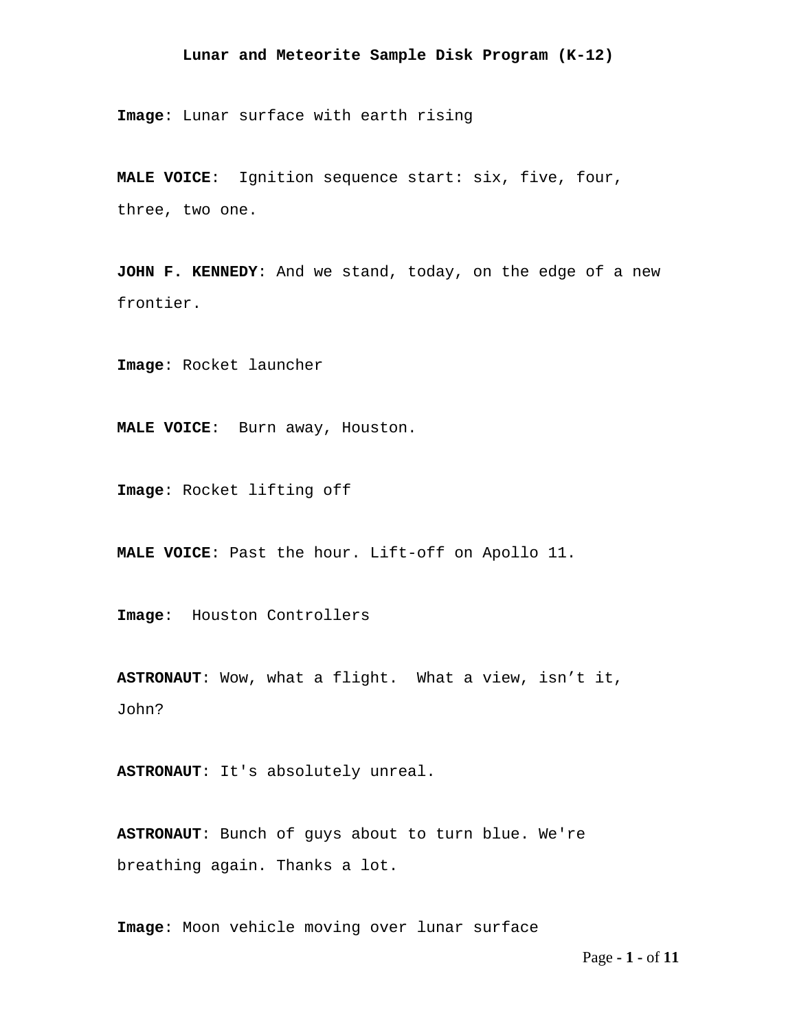# Lunar and Meteorite Sample Disk Program (K-12)

**Image**: Lunar surface with earth rising

**MALE VOICE**: Ignition sequence start: six, five, four, three, two one.

**JOHN F. KENNEDY**: And we stand, today, on the edge of a new frontier.

**Image**: Rocket launcher

**MALE VOICE**: Burn away, Houston.

**Image**: Rocket lifting off

**MALE VOICE**: Past the hour. Lift-off on Apollo 11.

**Image**: Houston Controllers

**ASTRONAUT**: Wow, what a flight. What a view, isn't it, John?

**ASTRONAUT**: It's absolutely unreal.

**ASTRONAUT**: Bunch of guys about to turn blue. We're breathing again. Thanks a lot.

**Image**: Moon vehicle moving over lunar surface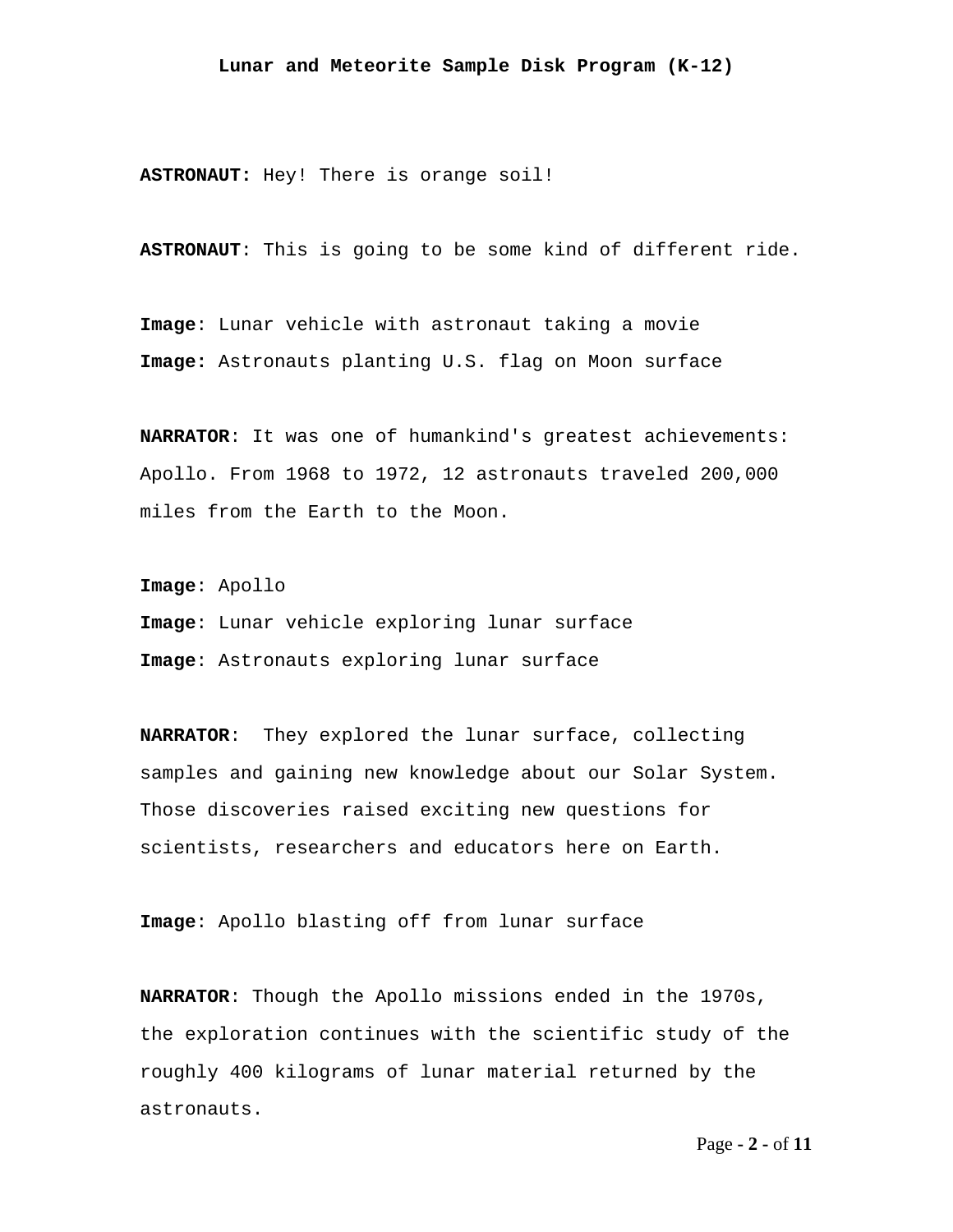**Lunar and Meteorite Sample Disk Program (K-12)**

**ASTRONAUT:** Hey! There is orange soil!

**ASTRONAUT**: This is going to be some kind of different ride.

**Image**: Lunar vehicle with astronaut taking a movie
**Image:** Astronauts planting U.S. flag on Moon surface

**NARRATOR**: It was one of humankind's greatest achievements: Apollo. From 1968 to 1972, 12 astronauts traveled 200,000 miles from the Earth to the Moon.

**Image**: Apollo
**Image**: Lunar vehicle exploring lunar surface
**Image**: Astronauts exploring lunar surface

**NARRATOR**: They explored the lunar surface, collecting samples and gaining new knowledge about our Solar System. Those discoveries raised exciting new questions for scientists, researchers and educators here on Earth.

**Image**: Apollo blasting off from lunar surface

**NARRATOR**: Though the Apollo missions ended in the 1970s, the exploration continues with the scientific study of the roughly 400 kilograms of lunar material returned by the astronauts.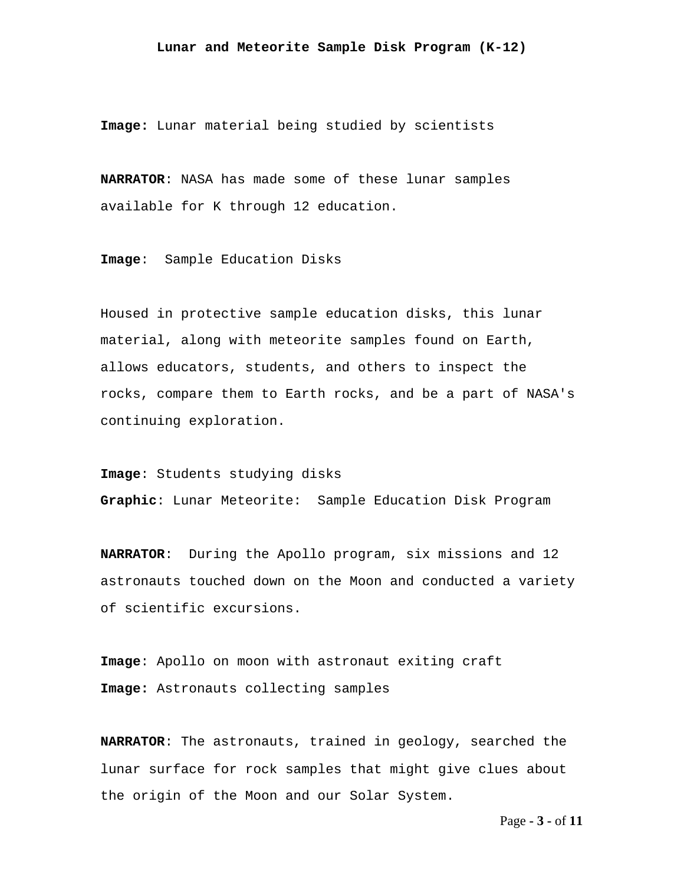**Lunar and Meteorite Sample Disk Program (K-12)**

**Image:** Lunar material being studied by scientists

**NARRATOR**: NASA has made some of these lunar samples available for K through 12 education.

**Image**: Sample Education Disks

Housed in protective sample education disks, this lunar material, along with meteorite samples found on Earth, allows educators, students, and others to inspect the rocks, compare them to Earth rocks, and be a part of NASA's continuing exploration.

**Image**: Students studying disks
**Graphic**: Lunar Meteorite: Sample Education Disk Program

**NARRATOR**: During the Apollo program, six missions and 12 astronauts touched down on the Moon and conducted a variety of scientific excursions.

**Image**: Apollo on moon with astronaut exiting craft
**Image:** Astronauts collecting samples

**NARRATOR**: The astronauts, trained in geology, searched the lunar surface for rock samples that might give clues about the origin of the Moon and our Solar System.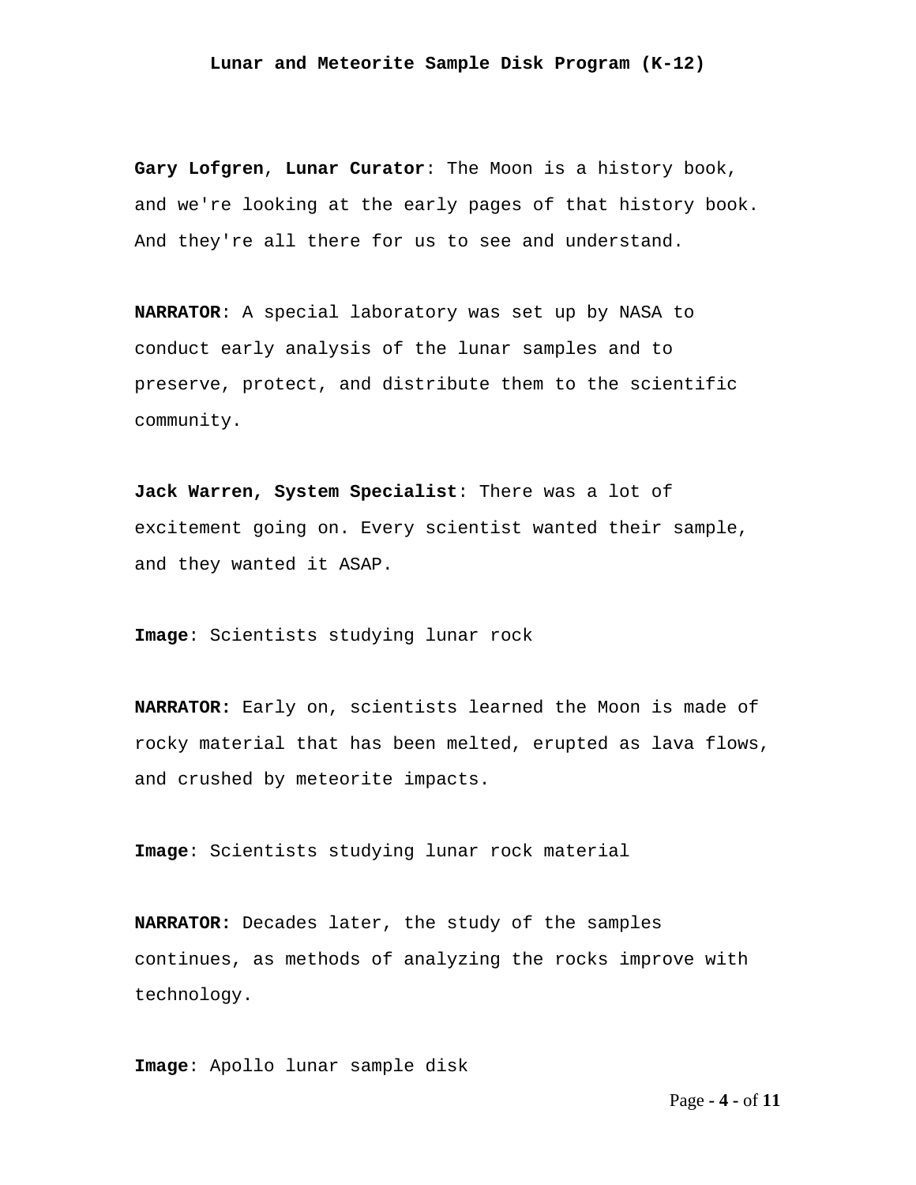**Gary Lofgren**, **Lunar Curator**: The Moon is a history book, and we're looking at the early pages of that history book. And they're all there for us to see and understand.

**NARRATOR**: A special laboratory was set up by NASA to conduct early analysis of the lunar samples and to preserve, protect, and distribute them to the scientific community.

**Jack Warren, System Specialist**: There was a lot of excitement going on. Every scientist wanted their sample, and they wanted it ASAP.

**Image**: Scientists studying lunar rock

**NARRATOR:** Early on, scientists learned the Moon is made of rocky material that has been melted, erupted as lava flows, and crushed by meteorite impacts.

**Image**: Scientists studying lunar rock material

**NARRATOR:** Decades later, the study of the samples continues, as methods of analyzing the rocks improve with technology.

**Image**: Apollo lunar sample disk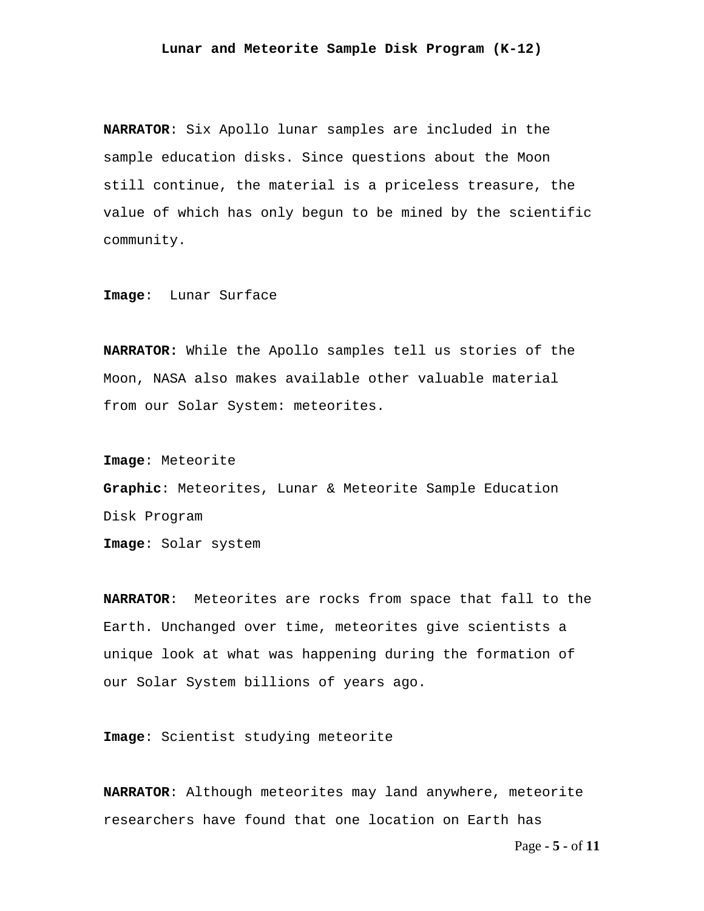**NARRATOR**: Six Apollo lunar samples are included in the sample education disks. Since questions about the Moon still continue, the material is a priceless treasure, the value of which has only begun to be mined by the scientific community.

**Image**:  Lunar Surface

**NARRATOR:** While the Apollo samples tell us stories of the Moon, NASA also makes available other valuable material from our Solar System: meteorites.

**Image**: Meteorite
**Graphic**: Meteorites, Lunar & Meteorite Sample Education Disk Program
**Image**: Solar system

**NARRATOR**:  Meteorites are rocks from space that fall to the Earth. Unchanged over time, meteorites give scientists a unique look at what was happening during the formation of our Solar System billions of years ago.

**Image**: Scientist studying meteorite

**NARRATOR**: Although meteorites may land anywhere, meteorite researchers have found that one location on Earth has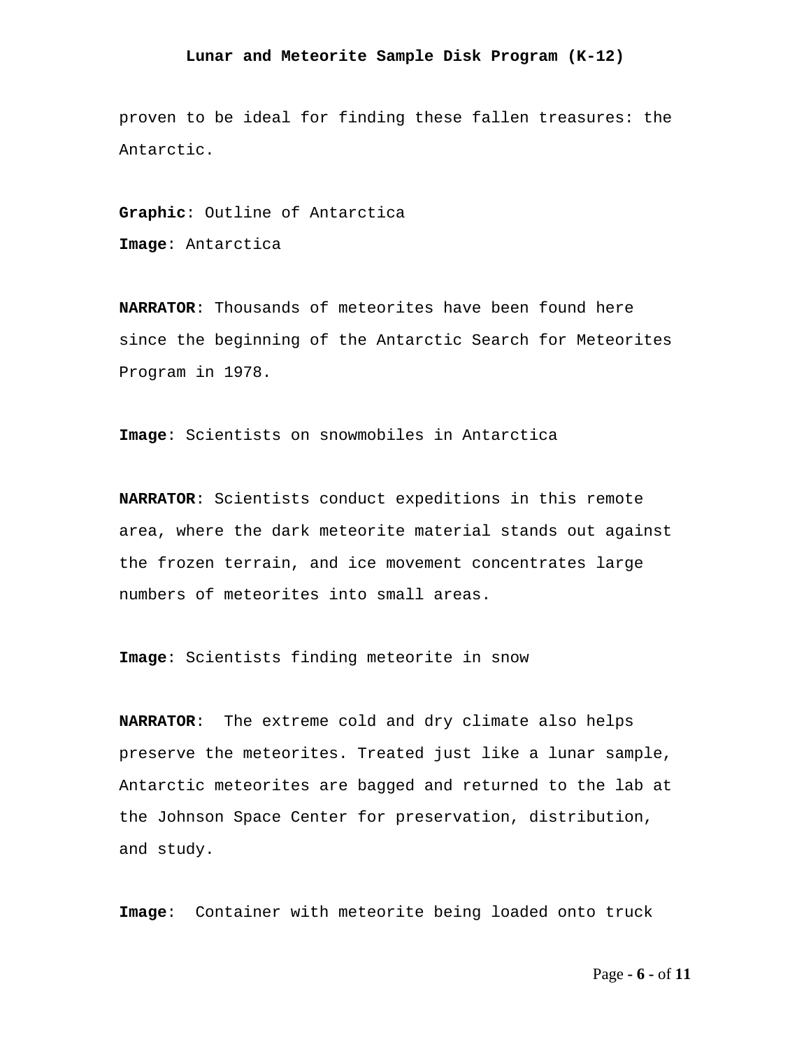proven to be ideal for finding these fallen treasures: the Antarctic.

**Graphic**: Outline of Antarctica

**Image**: Antarctica

**NARRATOR**: Thousands of meteorites have been found here since the beginning of the Antarctic Search for Meteorites Program in 1978.

**Image**: Scientists on snowmobiles in Antarctica

**NARRATOR**: Scientists conduct expeditions in this remote area, where the dark meteorite material stands out against the frozen terrain, and ice movement concentrates large numbers of meteorites into small areas.

**Image**: Scientists finding meteorite in snow

**NARRATOR**: The extreme cold and dry climate also helps preserve the meteorites. Treated just like a lunar sample, Antarctic meteorites are bagged and returned to the lab at the Johnson Space Center for preservation, distribution, and study.

**Image**: Container with meteorite being loaded onto truck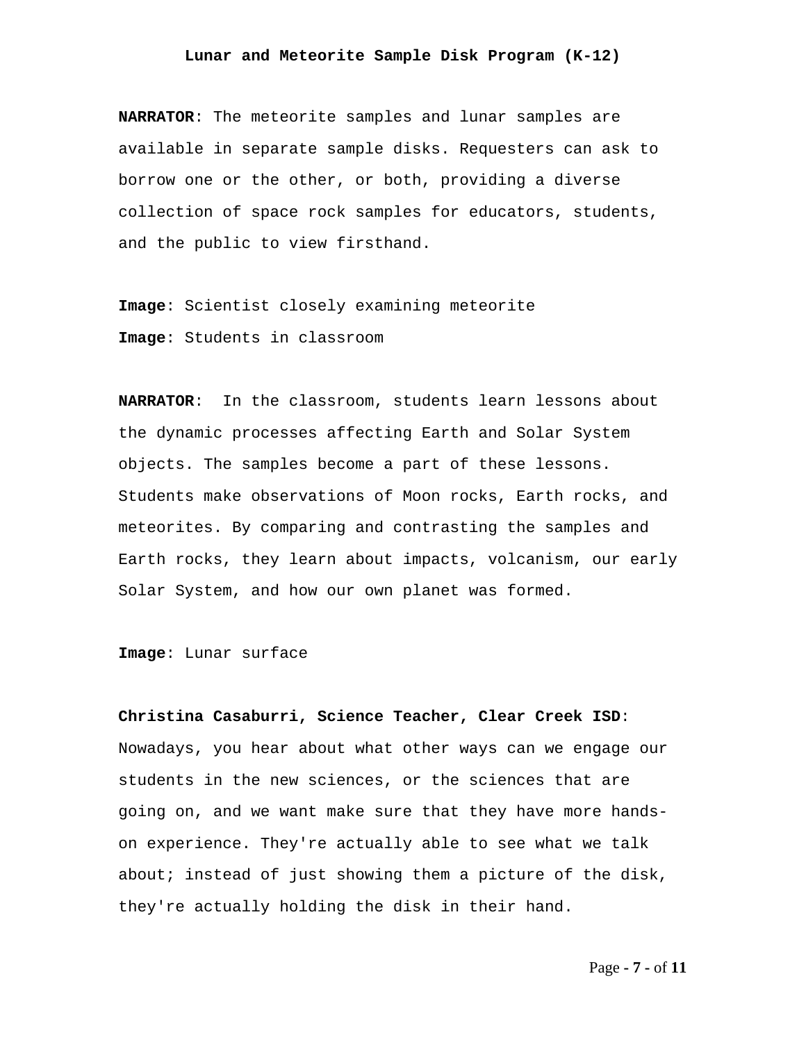**Lunar and Meteorite Sample Disk Program (K-12)**

**NARRATOR**: The meteorite samples and lunar samples are available in separate sample disks. Requesters can ask to borrow one or the other, or both, providing a diverse collection of space rock samples for educators, students, and the public to view firsthand.

**Image**: Scientist closely examining meteorite
**Image**: Students in classroom

**NARRATOR**: In the classroom, students learn lessons about the dynamic processes affecting Earth and Solar System objects. The samples become a part of these lessons. Students make observations of Moon rocks, Earth rocks, and meteorites. By comparing and contrasting the samples and Earth rocks, they learn about impacts, volcanism, our early Solar System, and how our own planet was formed.

**Image**: Lunar surface

**Christina Casaburri, Science Teacher, Clear Creek ISD**: Nowadays, you hear about what other ways can we engage our students in the new sciences, or the sciences that are going on, and we want make sure that they have more hands-on experience. They're actually able to see what we talk about; instead of just showing them a picture of the disk, they're actually holding the disk in their hand.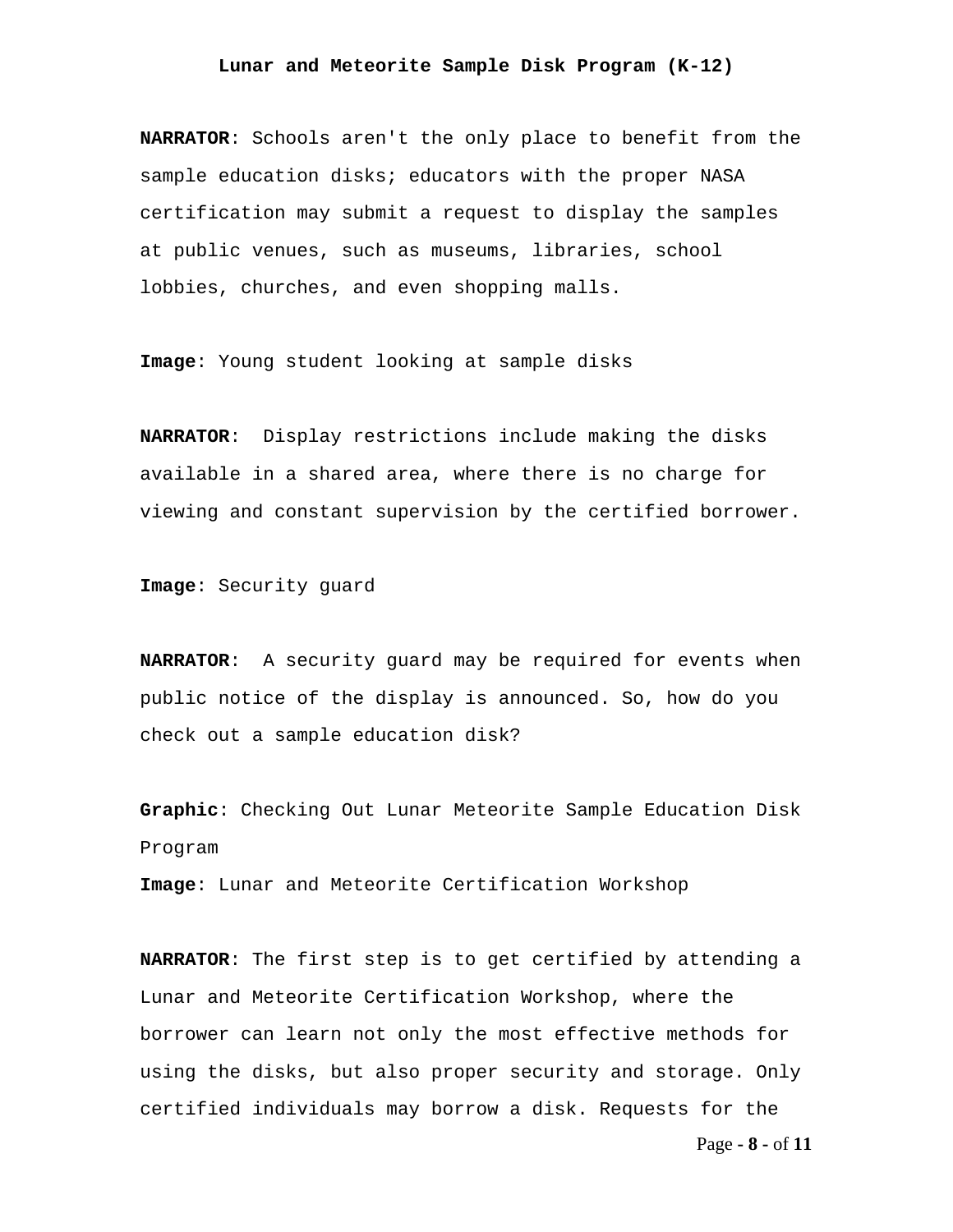**NARRATOR**: Schools aren't the only place to benefit from the sample education disks; educators with the proper NASA certification may submit a request to display the samples at public venues, such as museums, libraries, school lobbies, churches, and even shopping malls.

**Image**: Young student looking at sample disks

**NARRATOR**: Display restrictions include making the disks available in a shared area, where there is no charge for viewing and constant supervision by the certified borrower.

**Image**: Security guard

**NARRATOR**: A security guard may be required for events when public notice of the display is announced. So, how do you check out a sample education disk?

**Graphic**: Checking Out Lunar Meteorite Sample Education Disk Program

**Image**: Lunar and Meteorite Certification Workshop

**NARRATOR**: The first step is to get certified by attending a Lunar and Meteorite Certification Workshop, where the borrower can learn not only the most effective methods for using the disks, but also proper security and storage. Only certified individuals may borrow a disk. Requests for the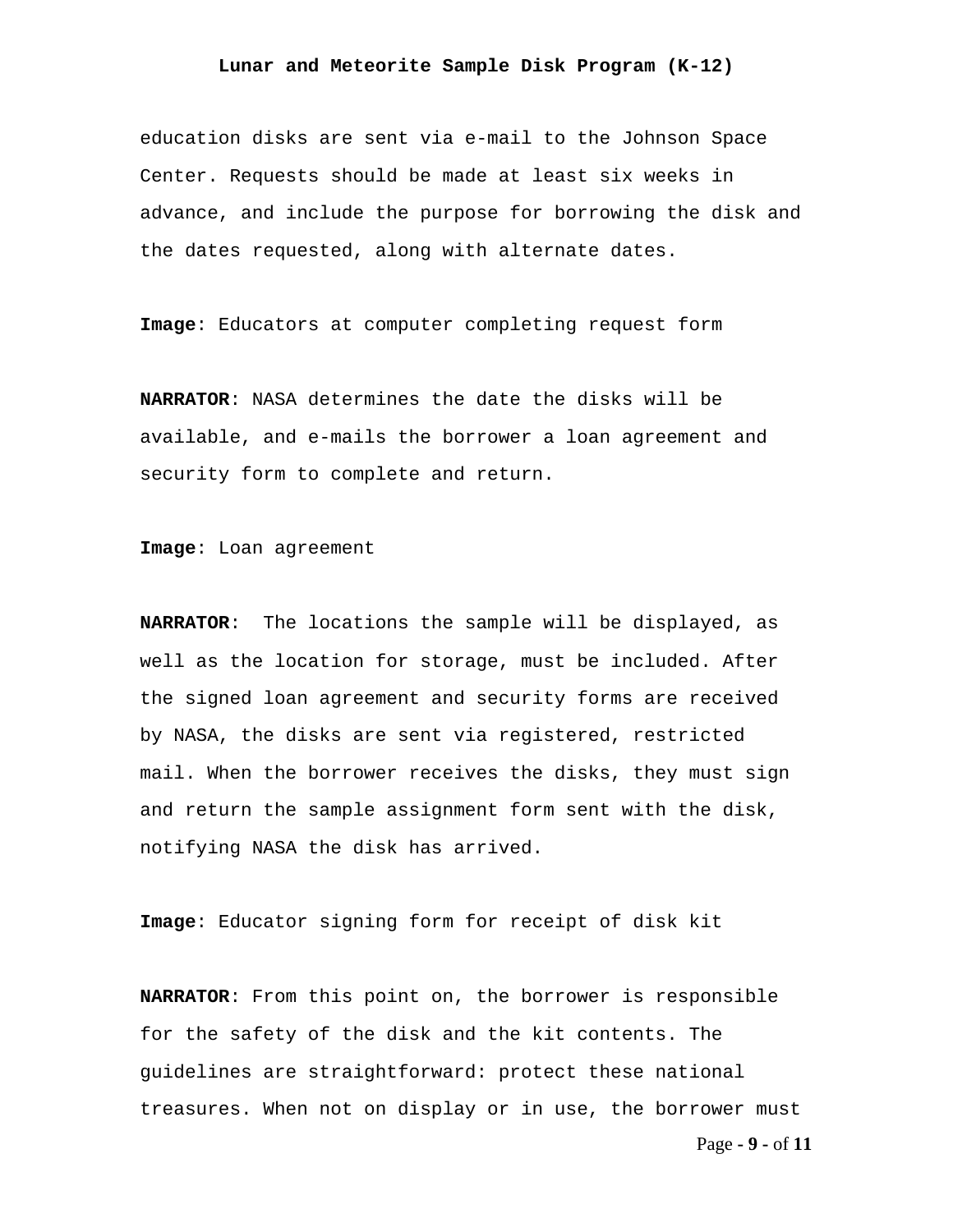education disks are sent via e-mail to the Johnson Space Center. Requests should be made at least six weeks in advance, and include the purpose for borrowing the disk and the dates requested, along with alternate dates.

**Image**: Educators at computer completing request form

**NARRATOR**: NASA determines the date the disks will be available, and e-mails the borrower a loan agreement and security form to complete and return.

**Image**: Loan agreement

**NARRATOR**: The locations the sample will be displayed, as well as the location for storage, must be included. After the signed loan agreement and security forms are received by NASA, the disks are sent via registered, restricted mail. When the borrower receives the disks, they must sign and return the sample assignment form sent with the disk, notifying NASA the disk has arrived.

**Image**: Educator signing form for receipt of disk kit

**NARRATOR**: From this point on, the borrower is responsible for the safety of the disk and the kit contents. The guidelines are straightforward: protect these national treasures. When not on display or in use, the borrower must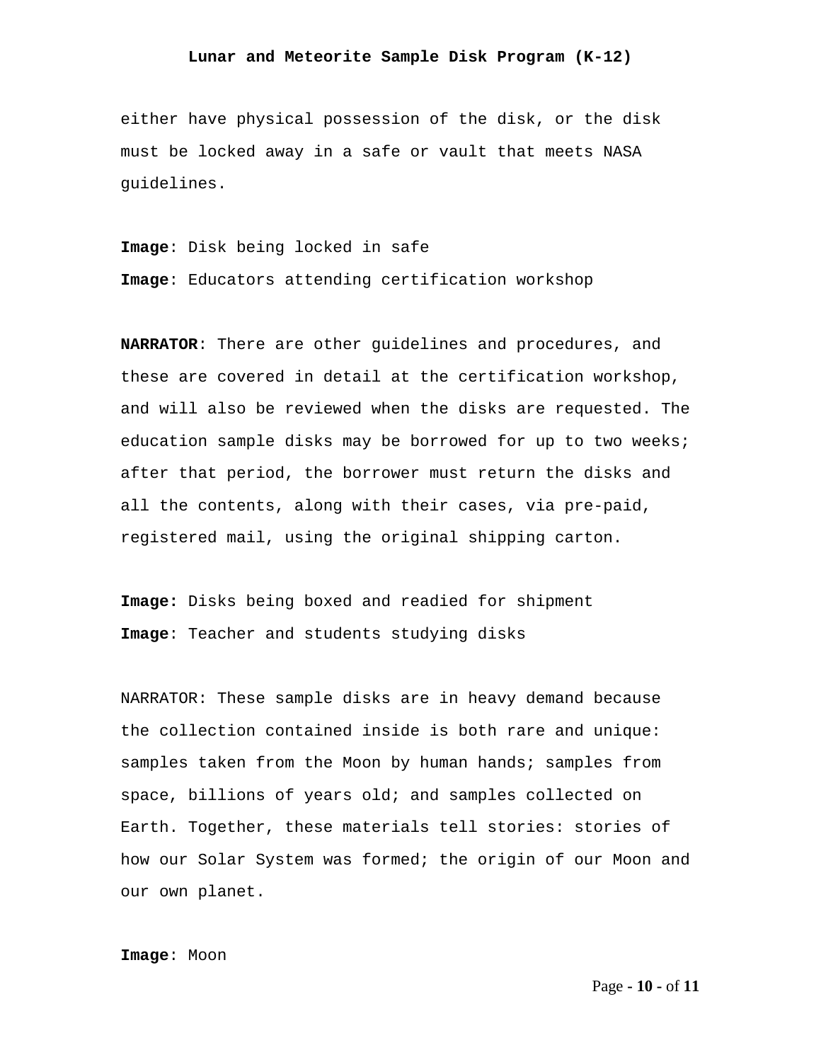either have physical possession of the disk, or the disk must be locked away in a safe or vault that meets NASA guidelines.

**Image**: Disk being locked in safe

**Image**: Educators attending certification workshop

**NARRATOR**: There are other guidelines and procedures, and these are covered in detail at the certification workshop, and will also be reviewed when the disks are requested. The education sample disks may be borrowed for up to two weeks; after that period, the borrower must return the disks and all the contents, along with their cases, via pre-paid, registered mail, using the original shipping carton.

**Image:** Disks being boxed and readied for shipment

**Image**: Teacher and students studying disks

NARRATOR: These sample disks are in heavy demand because the collection contained inside is both rare and unique: samples taken from the Moon by human hands; samples from space, billions of years old; and samples collected on Earth. Together, these materials tell stories: stories of how our Solar System was formed; the origin of our Moon and our own planet.

**Image**: Moon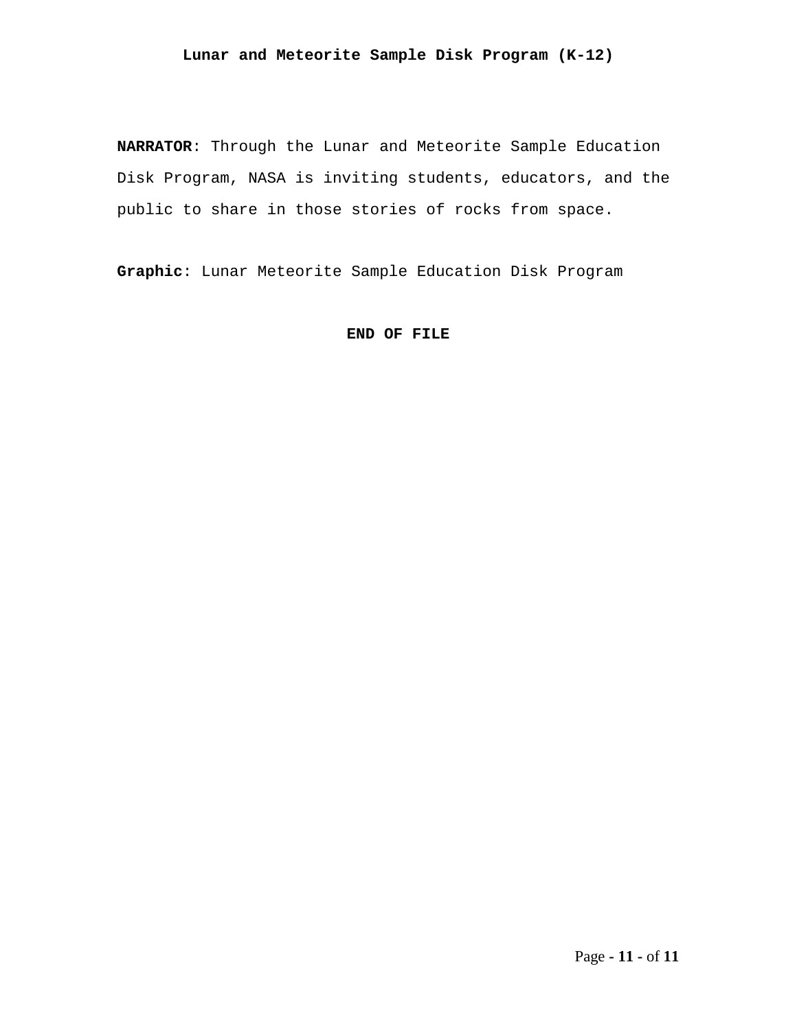**NARRATOR**: Through the Lunar and Meteorite Sample Education Disk Program, NASA is inviting students, educators, and the public to share in those stories of rocks from space.

**Graphic**: Lunar Meteorite Sample Education Disk Program

**END OF FILE**